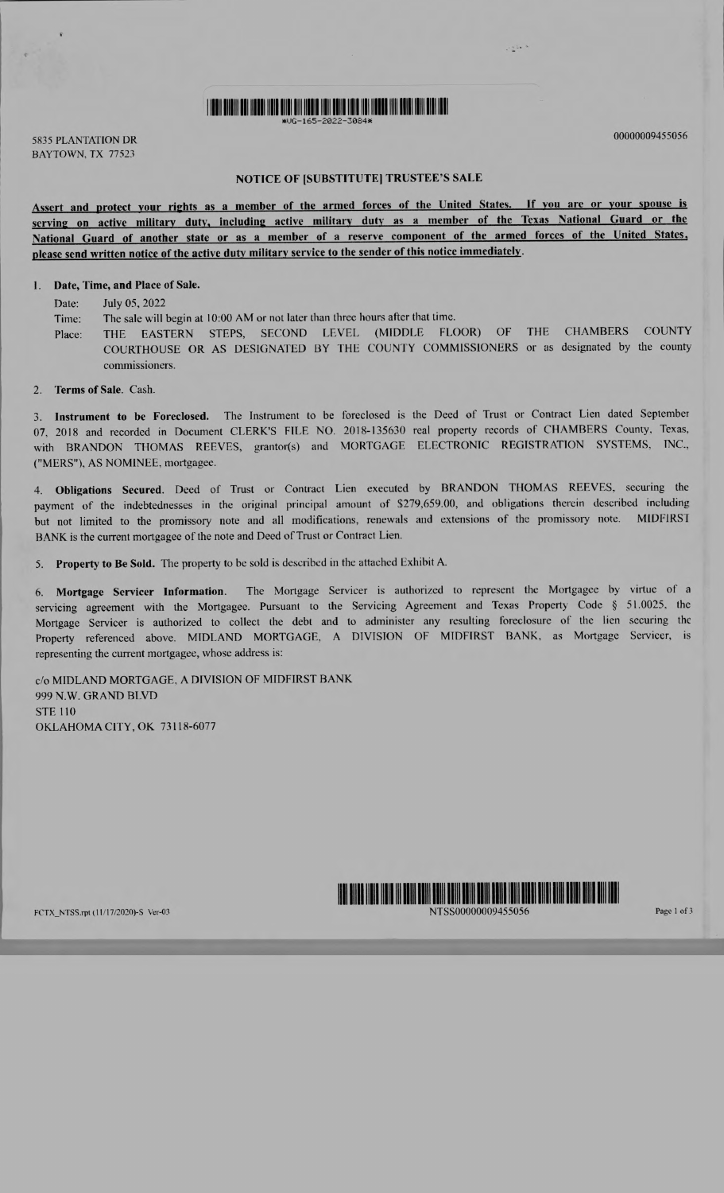*UG-165-2022-3084*

5835 PLANTATION DR
BAYTOWN, TX 77523

00000009455056

## NOTICE OF [SUBSTITUTE] TRUSTEE'S SALE

**Assert and protect your rights as a member of the armed forces of the United States. If you are or your spouse is serving on active military duty, including active military duty as a member of the Texas National Guard or the National Guard of another state or as a member of a reserve component of the armed forces of the United States, please send written notice of the active duty military service to the sender of this notice immediately.**

1. **Date, Time, and Place of Sale.**

   Date: July 05, 2022

   Time: The sale will begin at 10:00 AM or not later than three hours after that time.

   Place: THE EASTERN STEPS, SECOND LEVEL (MIDDLE FLOOR) OF THE CHAMBERS COUNTY COURTHOUSE OR AS DESIGNATED BY THE COUNTY COMMISSIONERS or as designated by the county commissioners.

2. **Terms of Sale.** Cash.

3. **Instrument to be Foreclosed.** The Instrument to be foreclosed is the Deed of Trust or Contract Lien dated September 07, 2018 and recorded in Document CLERK'S FILE NO. 2018-135630 real property records of CHAMBERS County, Texas, with BRANDON THOMAS REEVES, grantor(s) and MORTGAGE ELECTRONIC REGISTRATION SYSTEMS, INC., ("MERS"), AS NOMINEE, mortgagee.

4. **Obligations Secured.** Deed of Trust or Contract Lien executed by BRANDON THOMAS REEVES, securing the payment of the indebtednesses in the original principal amount of $279,659.00, and obligations therein described including but not limited to the promissory note and all modifications, renewals and extensions of the promissory note. MIDFIRST BANK is the current mortgagee of the note and Deed of Trust or Contract Lien.

5. **Property to Be Sold.** The property to be sold is described in the attached Exhibit A.

6. **Mortgage Servicer Information.** The Mortgage Servicer is authorized to represent the Mortgagee by virtue of a servicing agreement with the Mortgagee. Pursuant to the Servicing Agreement and Texas Property Code § 51.0025, the Mortgage Servicer is authorized to collect the debt and to administer any resulting foreclosure of the lien securing the Property referenced above. MIDLAND MORTGAGE, A DIVISION OF MIDFIRST BANK, as Mortgage Servicer, is representing the current mortgagee, whose address is:

c/o MIDLAND MORTGAGE, A DIVISION OF MIDFIRST BANK
999 N.W. GRAND BLVD
STE 110
OKLAHOMA CITY, OK 73118-6077

FCTX_NTSS.rpt (11/17/2020)-S Ver-03

NTSS00000009455056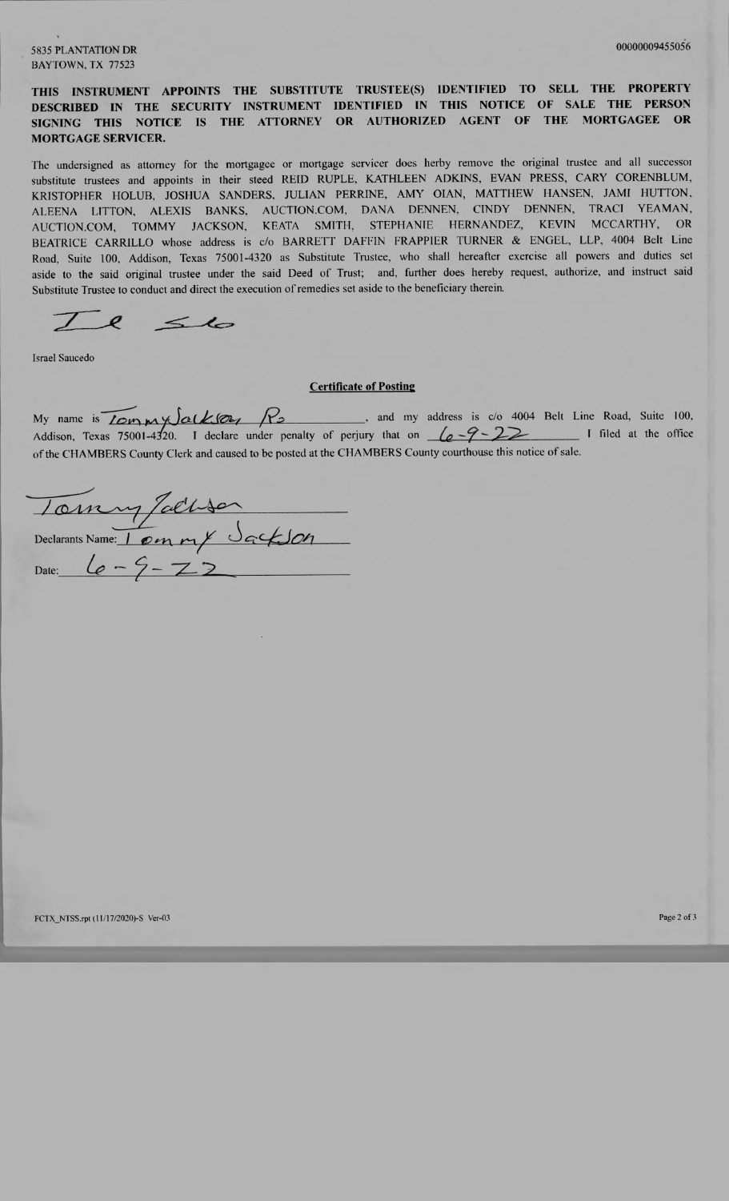5835 PLANTATION DR
BAYTOWN, TX 77523

00000009455056

**THIS INSTRUMENT APPOINTS THE SUBSTITUTE TRUSTEE(S) IDENTIFIED TO SELL THE PROPERTY DESCRIBED IN THE SECURITY INSTRUMENT IDENTIFIED IN THIS NOTICE OF SALE THE PERSON SIGNING THIS NOTICE IS THE ATTORNEY OR AUTHORIZED AGENT OF THE MORTGAGEE OR MORTGAGE SERVICER.**

The undersigned as attorney for the mortgagee or mortgage servicer does herby remove the original trustee and all successor substitute trustees and appoints in their steed REID RUPLE, KATHLEEN ADKINS, EVAN PRESS, CARY CORENBLUM, KRISTOPHER HOLUB, JOSHUA SANDERS, JULIAN PERRINE, AMY OIAN, MATTHEW HANSEN, JAMI HUTTON, ALEENA LITTON, ALEXIS BANKS, AUCTION.COM, DANA DENNEN, CINDY DENNEN, TRACI YEAMAN, AUCTION.COM, TOMMY JACKSON, KEATA SMITH, STEPHANIE HERNANDEZ, KEVIN MCCARTHY, OR BEATRICE CARRILLO whose address is c/o BARRETT DAFFIN FRAPPIER TURNER & ENGEL, LLP, 4004 Belt Line Road, Suite 100, Addison, Texas 75001-4320 as Substitute Trustee, who shall hereafter exercise all powers and duties set aside to the said original trustee under the said Deed of Trust; and, further does hereby request, authorize, and instruct said Substitute Trustee to conduct and direct the execution of remedies set aside to the beneficiary therein.

Israel Saucedo

**Certificate of Posting**

My name is Tommy Jackson Rs, and my address is c/o 4004 Belt Line Road, Suite 100, Addison, Texas 75001-4320. I declare under penalty of perjury that on 6-9-22 I filed at the office of the CHAMBERS County Clerk and caused to be posted at the CHAMBERS County courthouse this notice of sale.

Declarants Name: Tommy Jackson

Date: 6-9-22

FCTX_NTSS.rpt (11/17/2020)-S Ver-03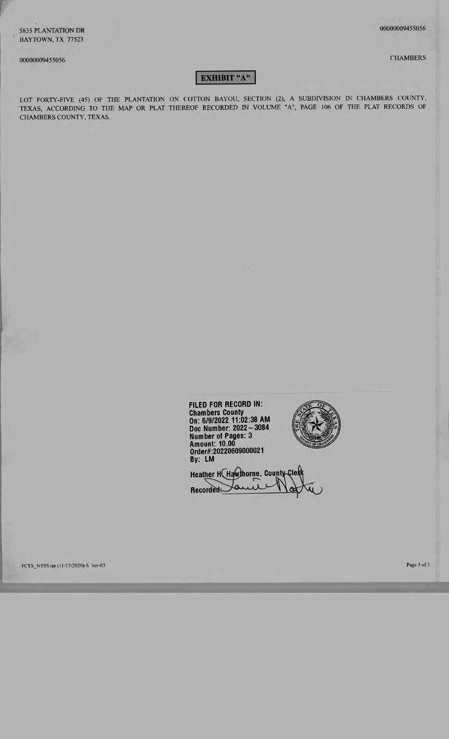5835 PLANTATION DR
BAYTOWN, TX 77523

00000009455056

00000009455056

CHAMBERS

**EXHIBIT "A"**

LOT FORTY-FIVE (45) OF THE PLANTATION ON COTTON BAYOU, SECTION (2), A SUBDIVISION IN CHAMBERS COUNTY, TEXAS, ACCORDING TO THE MAP OR PLAT THEREOF RECORDED IN VOLUME "A", PAGE 106 OF THE PLAT RECORDS OF CHAMBERS COUNTY, TEXAS.

**FILED FOR RECORD IN:**
**Chambers County**
**On: 6/9/2022 11:02:38 AM**
**Doc Number: 2022 – 3084**
**Number of Pages: 3**
**Amount: 10.00**
**Order#:20220609000021**
**By: LM**

**Heather H. Hawthorne, County Clerk**
**Recorded:**

FCTX_NTSS.rpt (11/17/2020)-S Ver-03